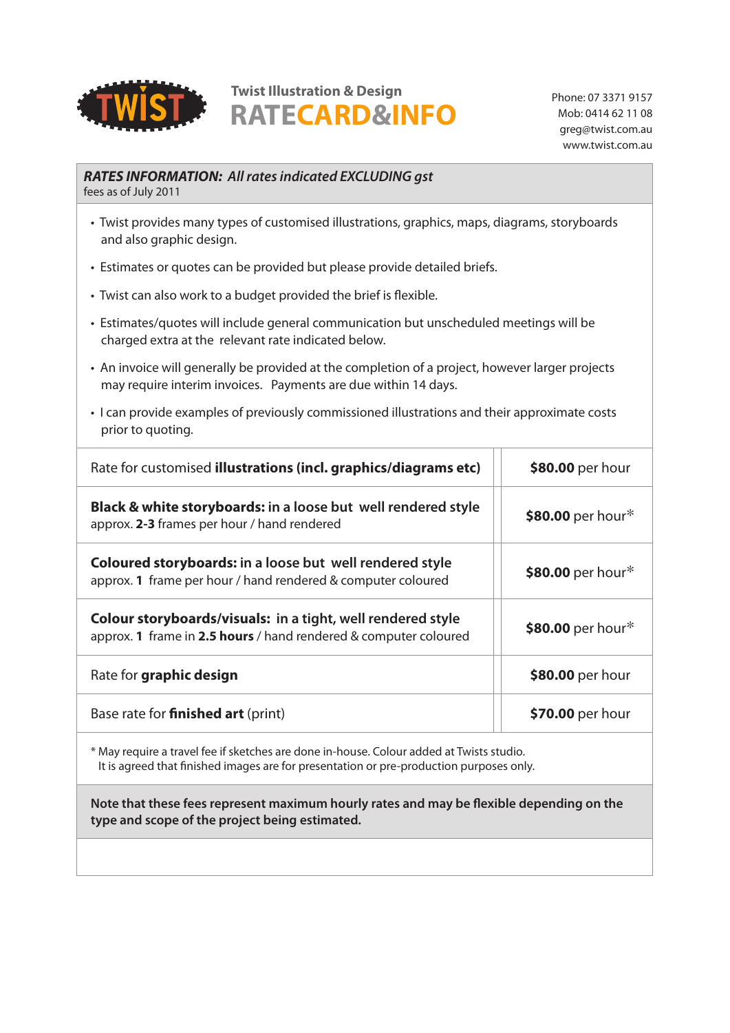TWIST

Twist Illustration & Design

# RATECARD&INFO

Phone: 07 3371 9157
Mob: 0414 62 11 08
greg@twist.com.au
www.twist.com.au

***RATES INFORMATION: All rates indicated EXCLUDING gst***
fees as of July 2011

- Twist provides many types of customised illustrations, graphics, maps, diagrams, storyboards and also graphic design.
- Estimates or quotes can be provided but please provide detailed briefs.
- Twist can also work to a budget provided the brief is flexible.
- Estimates/quotes will include general communication but unscheduled meetings will be charged extra at the relevant rate indicated below.
- An invoice will generally be provided at the completion of a project, however larger projects may require interim invoices. Payments are due within 14 days.
- I can provide examples of previously commissioned illustrations and their approximate costs prior to quoting.

| Service | Rate |
|---|---|
| Rate for customised **illustrations (incl. graphics/diagrams etc)** | **$80.00** per hour |
| **Black & white storyboards: in a loose but well rendered style** approx. **2-3** frames per hour / hand rendered | **$80.00** per hour* |
| **Coloured storyboards: in a loose but well rendered style** approx. **1** frame per hour / hand rendered & computer coloured | **$80.00** per hour* |
| **Colour storyboards/visuals: in a tight, well rendered style** approx. **1** frame in **2.5 hours** / hand rendered & computer coloured | **$80.00** per hour* |
| Rate for **graphic design** | **$80.00** per hour |
| Base rate for **finished art** (print) | **$70.00** per hour |

\* May require a travel fee if sketches are done in-house. Colour added at Twists studio.
It is agreed that finished images are for presentation or pre-production purposes only.

**Note that these fees represent maximum hourly rates and may be flexible depending on the type and scope of the project being estimated.**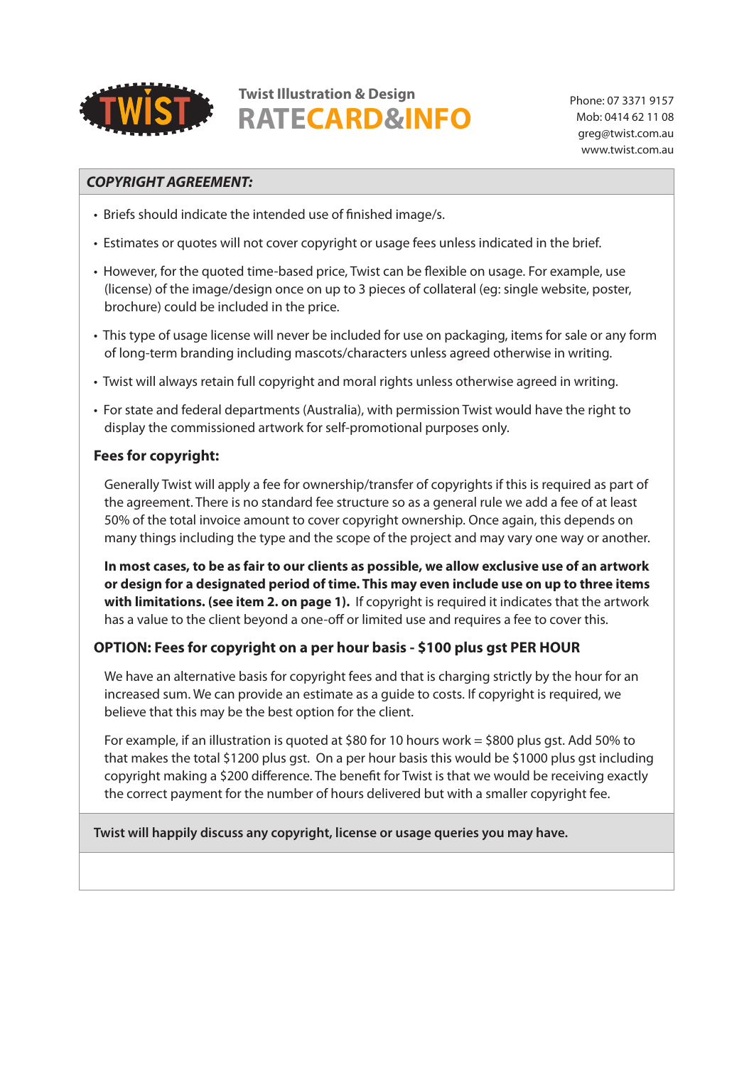Twist Illustration & Design

# RATECARD&INFO

Phone: 07 3371 9157
Mob: 0414 62 11 08
greg@twist.com.au
www.twist.com.au

## *COPYRIGHT AGREEMENT:*

- Briefs should indicate the intended use of finished image/s.
- Estimates or quotes will not cover copyright or usage fees unless indicated in the brief.
- However, for the quoted time-based price, Twist can be flexible on usage. For example, use (license) of the image/design once on up to 3 pieces of collateral (eg: single website, poster, brochure) could be included in the price.
- This type of usage license will never be included for use on packaging, items for sale or any form of long-term branding including mascots/characters unless agreed otherwise in writing.
- Twist will always retain full copyright and moral rights unless otherwise agreed in writing.
- For state and federal departments (Australia), with permission Twist would have the right to display the commissioned artwork for self-promotional purposes only.

### Fees for copyright:

Generally Twist will apply a fee for ownership/transfer of copyrights if this is required as part of the agreement. There is no standard fee structure so as a general rule we add a fee of at least 50% of the total invoice amount to cover copyright ownership. Once again, this depends on many things including the type and the scope of the project and may vary one way or another.

**In most cases, to be as fair to our clients as possible, we allow exclusive use of an artwork or design for a designated period of time. This may even include use on up to three items with limitations. (see item 2. on page 1).** If copyright is required it indicates that the artwork has a value to the client beyond a one-off or limited use and requires a fee to cover this.

### OPTION: Fees for copyright on a per hour basis - $100 plus gst PER HOUR

We have an alternative basis for copyright fees and that is charging strictly by the hour for an increased sum. We can provide an estimate as a guide to costs. If copyright is required, we believe that this may be the best option for the client.

For example, if an illustration is quoted at $80 for 10 hours work = $800 plus gst. Add 50% to that makes the total $1200 plus gst. On a per hour basis this would be $1000 plus gst including copyright making a $200 difference. The benefit for Twist is that we would be receiving exactly the correct payment for the number of hours delivered but with a smaller copyright fee.

**Twist will happily discuss any copyright, license or usage queries you may have.**